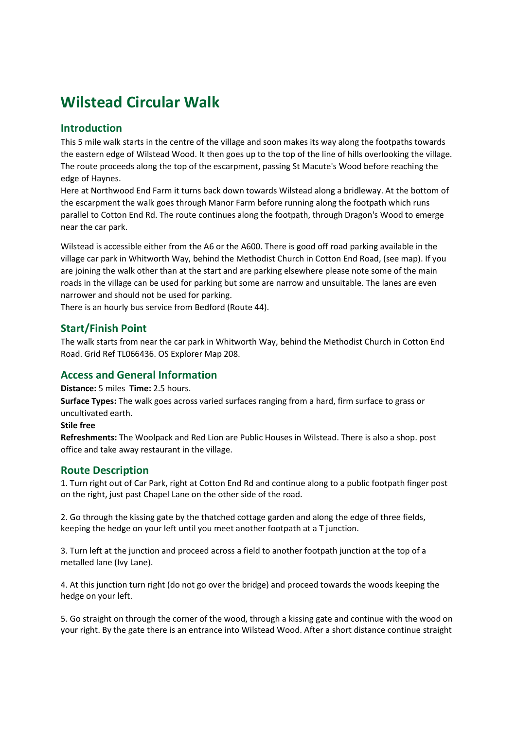# Wilstead Circular Walk

## Introduction

This 5 mile walk starts in the centre of the village and soon makes its way along the footpaths towards the eastern edge of Wilstead Wood. It then goes up to the top of the line of hills overlooking the village. The route proceeds along the top of the escarpment, passing St Macute's Wood before reaching the edge of Haynes.
Here at Northwood End Farm it turns back down towards Wilstead along a bridleway. At the bottom of the escarpment the walk goes through Manor Farm before running along the footpath which runs parallel to Cotton End Rd. The route continues along the footpath, through Dragon's Wood to emerge near the car park.

Wilstead is accessible either from the A6 or the A600. There is good off road parking available in the village car park in Whitworth Way, behind the Methodist Church in Cotton End Road, (see map). If you are joining the walk other than at the start and are parking elsewhere please note some of the main roads in the village can be used for parking but some are narrow and unsuitable. The lanes are even narrower and should not be used for parking.
There is an hourly bus service from Bedford (Route 44).

## Start/Finish Point

The walk starts from near the car park in Whitworth Way, behind the Methodist Church in Cotton End Road. Grid Ref TL066436. OS Explorer Map 208.

## Access and General Information

**Distance:** 5 miles **Time:** 2.5 hours.

**Surface Types:** The walk goes across varied surfaces ranging from a hard, firm surface to grass or uncultivated earth.

**Stile free**

**Refreshments:** The Woolpack and Red Lion are Public Houses in Wilstead. There is also a shop. post office and take away restaurant in the village.

## Route Description

1. Turn right out of Car Park, right at Cotton End Rd and continue along to a public footpath finger post on the right, just past Chapel Lane on the other side of the road.

2. Go through the kissing gate by the thatched cottage garden and along the edge of three fields, keeping the hedge on your left until you meet another footpath at a T junction.

3. Turn left at the junction and proceed across a field to another footpath junction at the top of a metalled lane (Ivy Lane).

4. At this junction turn right (do not go over the bridge) and proceed towards the woods keeping the hedge on your left.

5. Go straight on through the corner of the wood, through a kissing gate and continue with the wood on your right. By the gate there is an entrance into Wilstead Wood. After a short distance continue straight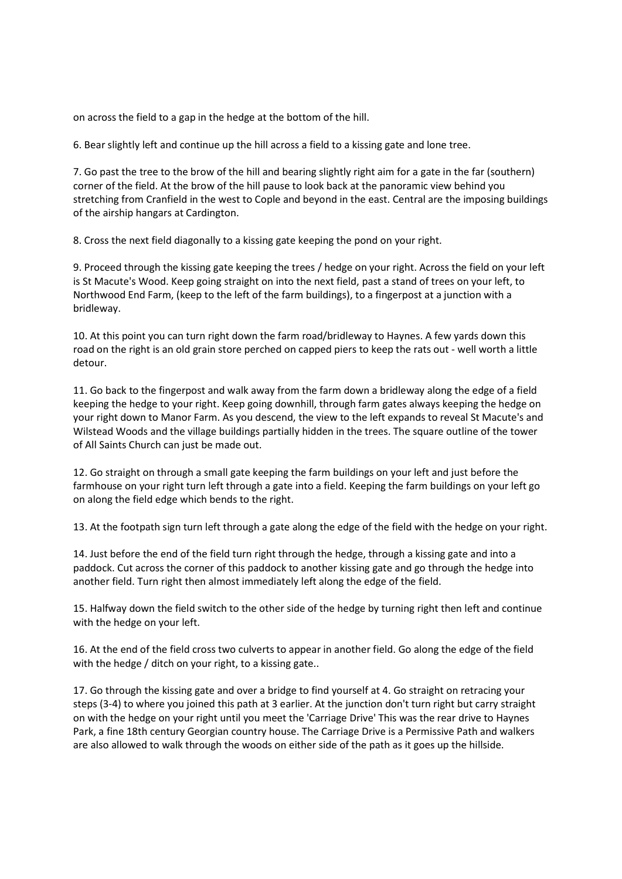on across the field to a gap in the hedge at the bottom of the hill.

6. Bear slightly left and continue up the hill across a field to a kissing gate and lone tree.

7. Go past the tree to the brow of the hill and bearing slightly right aim for a gate in the far (southern) corner of the field. At the brow of the hill pause to look back at the panoramic view behind you stretching from Cranfield in the west to Cople and beyond in the east. Central are the imposing buildings of the airship hangars at Cardington.

8. Cross the next field diagonally to a kissing gate keeping the pond on your right.

9. Proceed through the kissing gate keeping the trees / hedge on your right. Across the field on your left is St Macute's Wood. Keep going straight on into the next field, past a stand of trees on your left, to Northwood End Farm, (keep to the left of the farm buildings), to a fingerpost at a junction with a bridleway.

10. At this point you can turn right down the farm road/bridleway to Haynes. A few yards down this road on the right is an old grain store perched on capped piers to keep the rats out - well worth a little detour.

11. Go back to the fingerpost and walk away from the farm down a bridleway along the edge of a field keeping the hedge to your right. Keep going downhill, through farm gates always keeping the hedge on your right down to Manor Farm. As you descend, the view to the left expands to reveal St Macute's and Wilstead Woods and the village buildings partially hidden in the trees. The square outline of the tower of All Saints Church can just be made out.

12. Go straight on through a small gate keeping the farm buildings on your left and just before the farmhouse on your right turn left through a gate into a field. Keeping the farm buildings on your left go on along the field edge which bends to the right.

13. At the footpath sign turn left through a gate along the edge of the field with the hedge on your right.

14. Just before the end of the field turn right through the hedge, through a kissing gate and into a paddock. Cut across the corner of this paddock to another kissing gate and go through the hedge into another field. Turn right then almost immediately left along the edge of the field.

15. Halfway down the field switch to the other side of the hedge by turning right then left and continue with the hedge on your left.

16. At the end of the field cross two culverts to appear in another field. Go along the edge of the field with the hedge / ditch on your right, to a kissing gate..

17. Go through the kissing gate and over a bridge to find yourself at 4. Go straight on retracing your steps (3-4) to where you joined this path at 3 earlier. At the junction don't turn right but carry straight on with the hedge on your right until you meet the 'Carriage Drive' This was the rear drive to Haynes Park, a fine 18th century Georgian country house. The Carriage Drive is a Permissive Path and walkers are also allowed to walk through the woods on either side of the path as it goes up the hillside.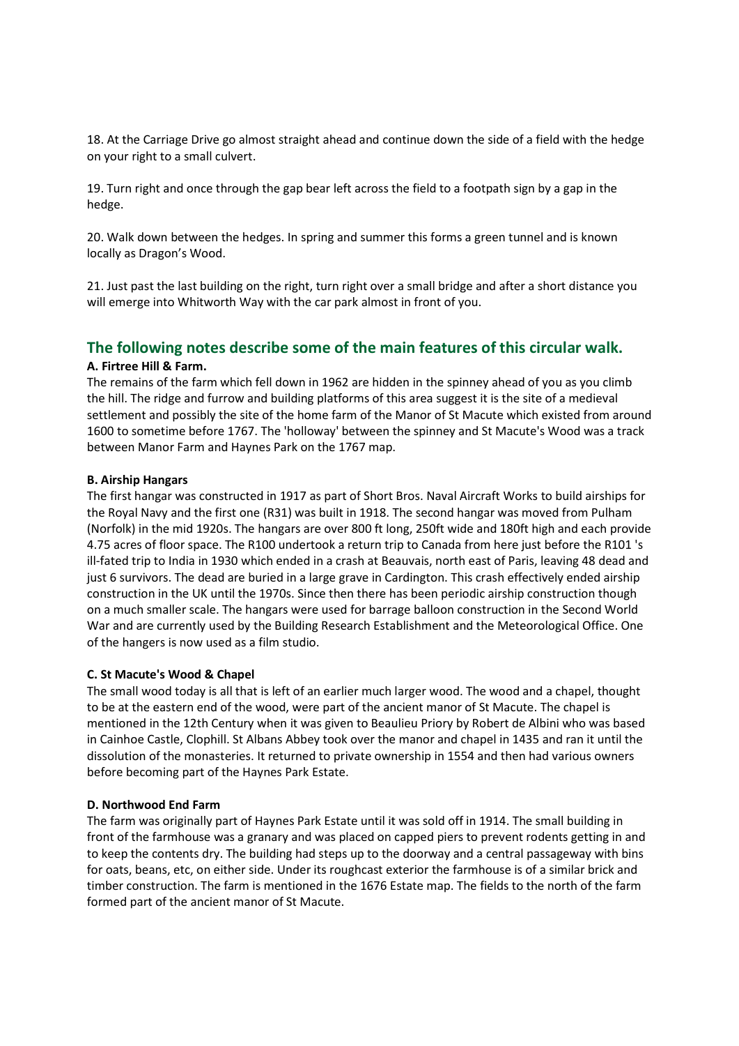18. At the Carriage Drive go almost straight ahead and continue down the side of a field with the hedge on your right to a small culvert.

19. Turn right and once through the gap bear left across the field to a footpath sign by a gap in the hedge.

20. Walk down between the hedges. In spring and summer this forms a green tunnel and is known locally as Dragon's Wood.

21. Just past the last building on the right, turn right over a small bridge and after a short distance you will emerge into Whitworth Way with the car park almost in front of you.

## The following notes describe some of the main features of this circular walk.

**A. Firtree Hill & Farm.**

The remains of the farm which fell down in 1962 are hidden in the spinney ahead of you as you climb the hill. The ridge and furrow and building platforms of this area suggest it is the site of a medieval settlement and possibly the site of the home farm of the Manor of St Macute which existed from around 1600 to sometime before 1767. The 'holloway' between the spinney and St Macute's Wood was a track between Manor Farm and Haynes Park on the 1767 map.

**B. Airship Hangars**

The first hangar was constructed in 1917 as part of Short Bros. Naval Aircraft Works to build airships for the Royal Navy and the first one (R31) was built in 1918. The second hangar was moved from Pulham (Norfolk) in the mid 1920s. The hangars are over 800 ft long, 250ft wide and 180ft high and each provide 4.75 acres of floor space. The R100 undertook a return trip to Canada from here just before the R101 's ill-fated trip to India in 1930 which ended in a crash at Beauvais, north east of Paris, leaving 48 dead and just 6 survivors. The dead are buried in a large grave in Cardington. This crash effectively ended airship construction in the UK until the 1970s. Since then there has been periodic airship construction though on a much smaller scale. The hangars were used for barrage balloon construction in the Second World War and are currently used by the Building Research Establishment and the Meteorological Office. One of the hangers is now used as a film studio.

**C. St Macute's Wood & Chapel**

The small wood today is all that is left of an earlier much larger wood. The wood and a chapel, thought to be at the eastern end of the wood, were part of the ancient manor of St Macute. The chapel is mentioned in the 12th Century when it was given to Beaulieu Priory by Robert de Albini who was based in Cainhoe Castle, Clophill. St Albans Abbey took over the manor and chapel in 1435 and ran it until the dissolution of the monasteries. It returned to private ownership in 1554 and then had various owners before becoming part of the Haynes Park Estate.

**D. Northwood End Farm**

The farm was originally part of Haynes Park Estate until it was sold off in 1914. The small building in front of the farmhouse was a granary and was placed on capped piers to prevent rodents getting in and to keep the contents dry. The building had steps up to the doorway and a central passageway with bins for oats, beans, etc, on either side. Under its roughcast exterior the farmhouse is of a similar brick and timber construction. The farm is mentioned in the 1676 Estate map. The fields to the north of the farm formed part of the ancient manor of St Macute.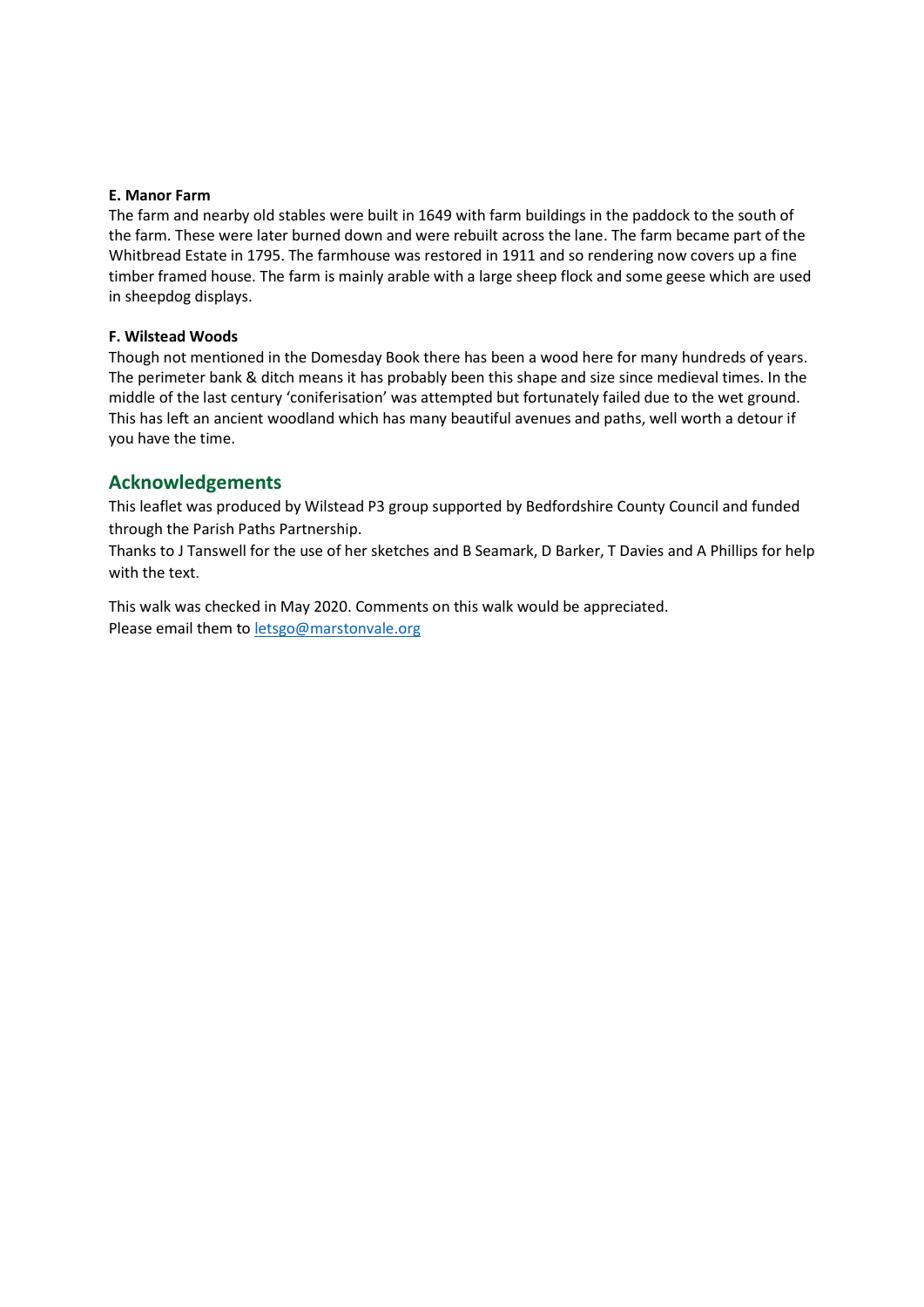**E. Manor Farm**

The farm and nearby old stables were built in 1649 with farm buildings in the paddock to the south of the farm. These were later burned down and were rebuilt across the lane. The farm became part of the Whitbread Estate in 1795. The farmhouse was restored in 1911 and so rendering now covers up a fine timber framed house. The farm is mainly arable with a large sheep flock and some geese which are used in sheepdog displays.

**F. Wilstead Woods**

Though not mentioned in the Domesday Book there has been a wood here for many hundreds of years. The perimeter bank & ditch means it has probably been this shape and size since medieval times. In the middle of the last century 'coniferisation' was attempted but fortunately failed due to the wet ground. This has left an ancient woodland which has many beautiful avenues and paths, well worth a detour if you have the time.

## Acknowledgements

This leaflet was produced by Wilstead P3 group supported by Bedfordshire County Council and funded through the Parish Paths Partnership.

Thanks to J Tanswell for the use of her sketches and B Seamark, D Barker, T Davies and A Phillips for help with the text.

This walk was checked in May 2020. Comments on this walk would be appreciated.
Please email them to letsgo@marstonvale.org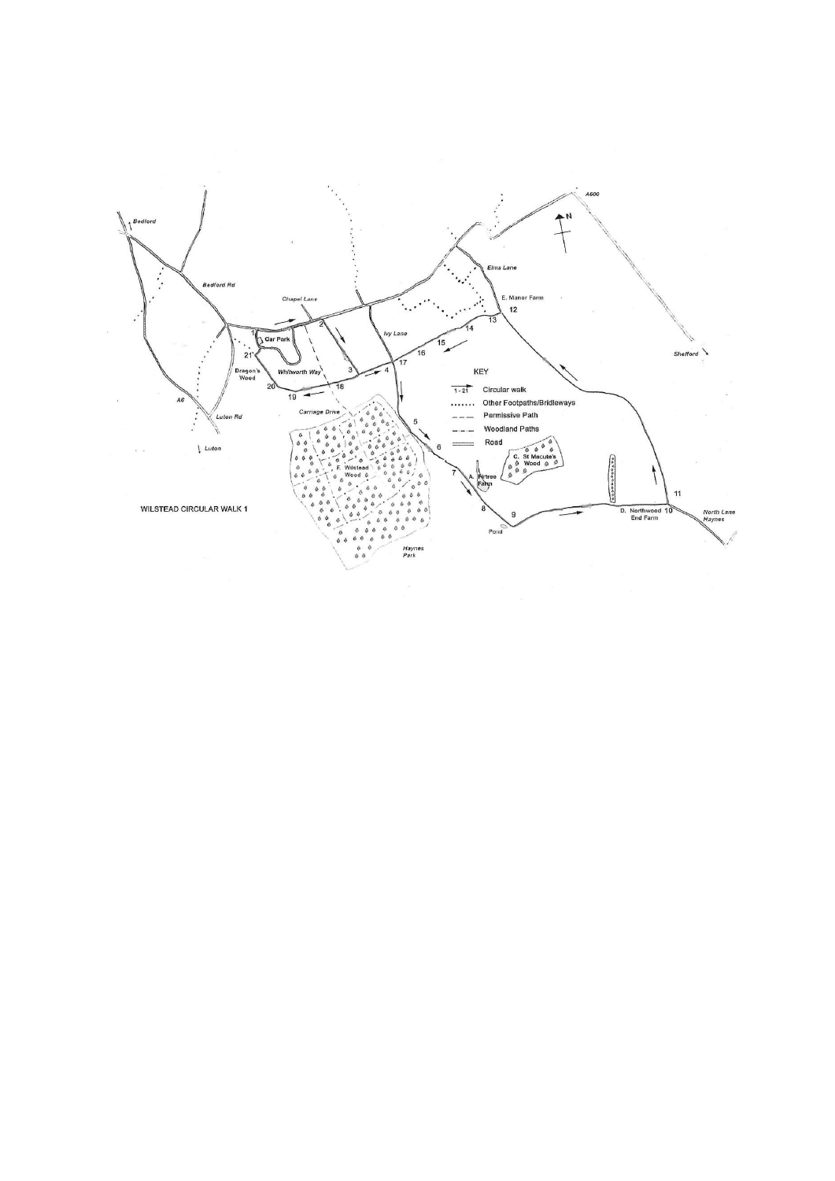Bedford

Bedford Rd

Chapel Lane

A600

N

Elms Lane

E. Manor Farm

12

13

14

Ivy Lane

15

16

17

Car Park

1

2

3

4

21

Dragon's Wood

Whitworth Way

20

19

18

A6

Luton Rd

Luton

Carriage Drive

KEY

1 - 21 Circular walk

Other Footpaths/Bridleways

Permissive Path

Woodland Paths

Road

Shefford

5

6

C. St Macute's Wood

F. Wilstead Wood

7

A. Firtree Farm

8

9

Pond

D. Northwood End Farm

10

11

North Lane Haynes

Haynes Park

WILSTEAD CIRCULAR WALK 1